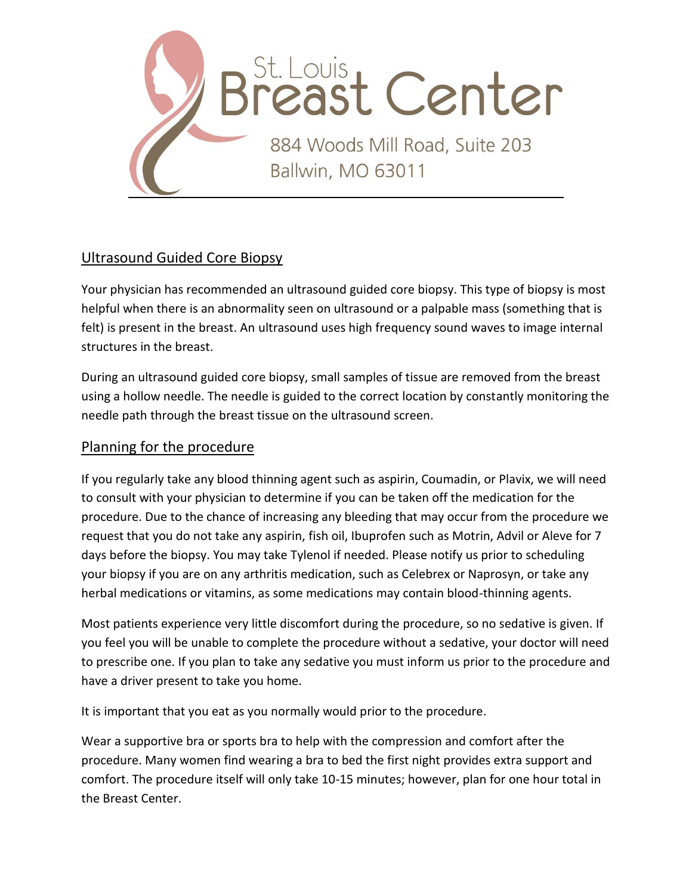# St. Louis Breast Center

884 Woods Mill Road, Suite 203
Ballwin, MO 63011

## Ultrasound Guided Core Biopsy

Your physician has recommended an ultrasound guided core biopsy. This type of biopsy is most helpful when there is an abnormality seen on ultrasound or a palpable mass (something that is felt) is present in the breast. An ultrasound uses high frequency sound waves to image internal structures in the breast.

During an ultrasound guided core biopsy, small samples of tissue are removed from the breast using a hollow needle. The needle is guided to the correct location by constantly monitoring the needle path through the breast tissue on the ultrasound screen.

## Planning for the procedure

If you regularly take any blood thinning agent such as aspirin, Coumadin, or Plavix, we will need to consult with your physician to determine if you can be taken off the medication for the procedure. Due to the chance of increasing any bleeding that may occur from the procedure we request that you do not take any aspirin, fish oil, Ibuprofen such as Motrin, Advil or Aleve for 7 days before the biopsy. You may take Tylenol if needed. Please notify us prior to scheduling your biopsy if you are on any arthritis medication, such as Celebrex or Naprosyn, or take any herbal medications or vitamins, as some medications may contain blood-thinning agents.

Most patients experience very little discomfort during the procedure, so no sedative is given. If you feel you will be unable to complete the procedure without a sedative, your doctor will need to prescribe one. If you plan to take any sedative you must inform us prior to the procedure and have a driver present to take you home.

It is important that you eat as you normally would prior to the procedure.

Wear a supportive bra or sports bra to help with the compression and comfort after the procedure. Many women find wearing a bra to bed the first night provides extra support and comfort. The procedure itself will only take 10-15 minutes; however, plan for one hour total in the Breast Center.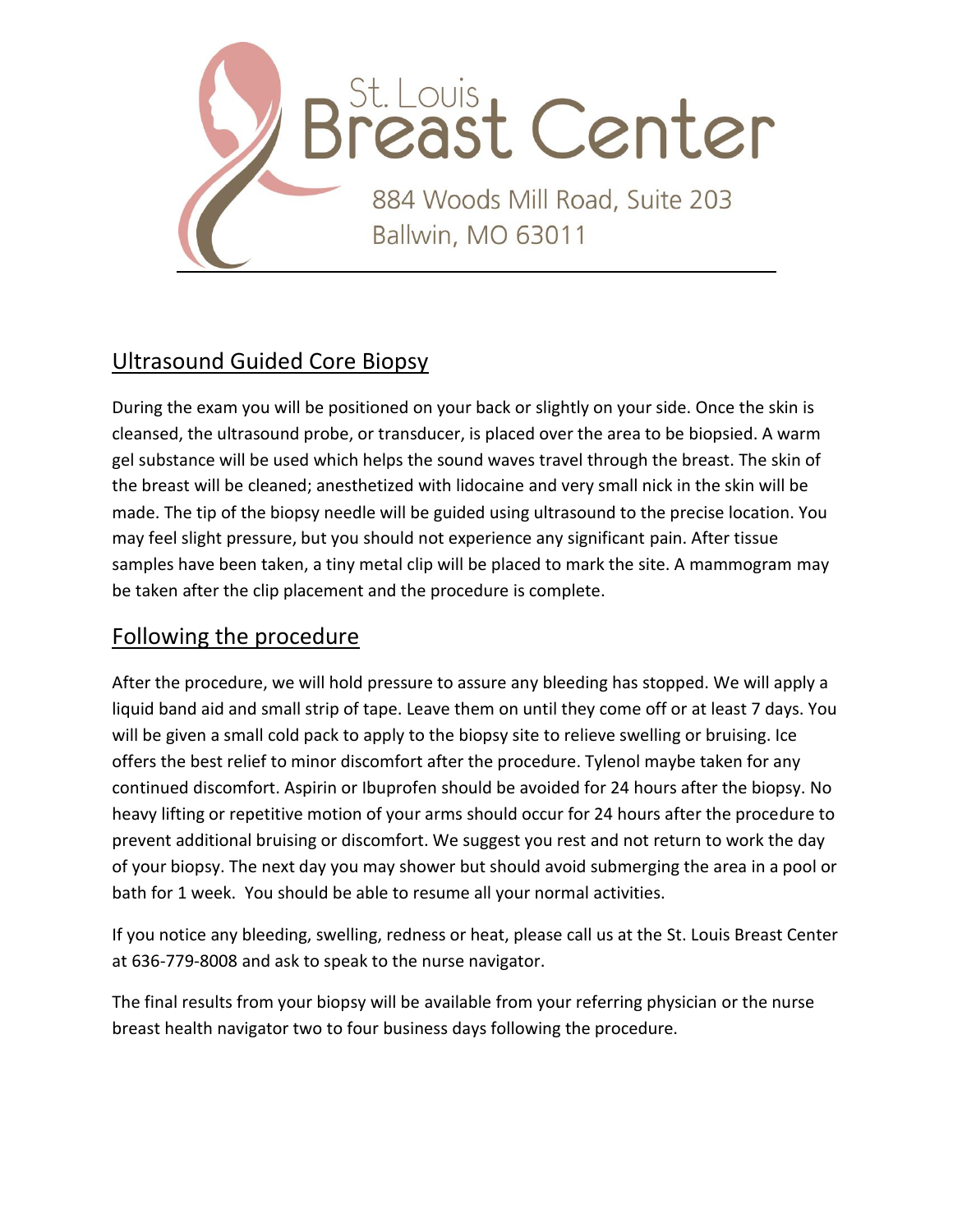# St. Louis Breast Center

884 Woods Mill Road, Suite 203
Ballwin, MO 63011

## Ultrasound Guided Core Biopsy

During the exam you will be positioned on your back or slightly on your side. Once the skin is cleansed, the ultrasound probe, or transducer, is placed over the area to be biopsied. A warm gel substance will be used which helps the sound waves travel through the breast. The skin of the breast will be cleaned; anesthetized with lidocaine and very small nick in the skin will be made. The tip of the biopsy needle will be guided using ultrasound to the precise location. You may feel slight pressure, but you should not experience any significant pain. After tissue samples have been taken, a tiny metal clip will be placed to mark the site. A mammogram may be taken after the clip placement and the procedure is complete.

## Following the procedure

After the procedure, we will hold pressure to assure any bleeding has stopped. We will apply a liquid band aid and small strip of tape. Leave them on until they come off or at least 7 days. You will be given a small cold pack to apply to the biopsy site to relieve swelling or bruising. Ice offers the best relief to minor discomfort after the procedure. Tylenol maybe taken for any continued discomfort. Aspirin or Ibuprofen should be avoided for 24 hours after the biopsy. No heavy lifting or repetitive motion of your arms should occur for 24 hours after the procedure to prevent additional bruising or discomfort. We suggest you rest and not return to work the day of your biopsy. The next day you may shower but should avoid submerging the area in a pool or bath for 1 week. You should be able to resume all your normal activities.

If you notice any bleeding, swelling, redness or heat, please call us at the St. Louis Breast Center at 636-779-8008 and ask to speak to the nurse navigator.

The final results from your biopsy will be available from your referring physician or the nurse breast health navigator two to four business days following the procedure.